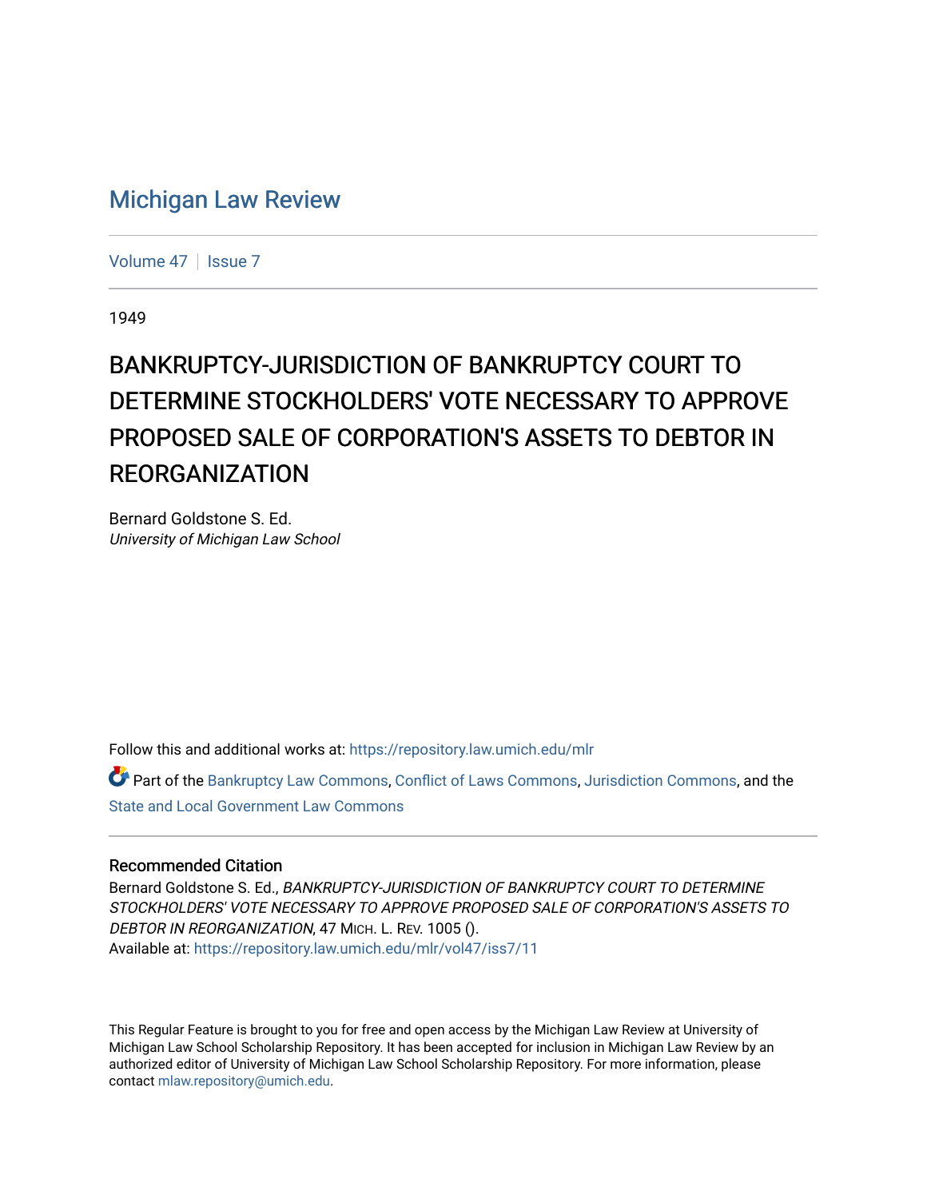# Michigan Law Review

Volume 47 | Issue 7

1949

## BANKRUPTCY-JURISDICTION OF BANKRUPTCY COURT TO DETERMINE STOCKHOLDERS' VOTE NECESSARY TO APPROVE PROPOSED SALE OF CORPORATION'S ASSETS TO DEBTOR IN REORGANIZATION

Bernard Goldstone S. Ed.
*University of Michigan Law School*

Follow this and additional works at: https://repository.law.umich.edu/mlr

Part of the Bankruptcy Law Commons, Conflict of Laws Commons, Jurisdiction Commons, and the State and Local Government Law Commons

### Recommended Citation

Bernard Goldstone S. Ed., *BANKRUPTCY-JURISDICTION OF BANKRUPTCY COURT TO DETERMINE STOCKHOLDERS' VOTE NECESSARY TO APPROVE PROPOSED SALE OF CORPORATION'S ASSETS TO DEBTOR IN REORGANIZATION*, 47 MICH. L. REV. 1005 ().
Available at: https://repository.law.umich.edu/mlr/vol47/iss7/11

This Regular Feature is brought to you for free and open access by the Michigan Law Review at University of Michigan Law School Scholarship Repository. It has been accepted for inclusion in Michigan Law Review by an authorized editor of University of Michigan Law School Scholarship Repository. For more information, please contact mlaw.repository@umich.edu.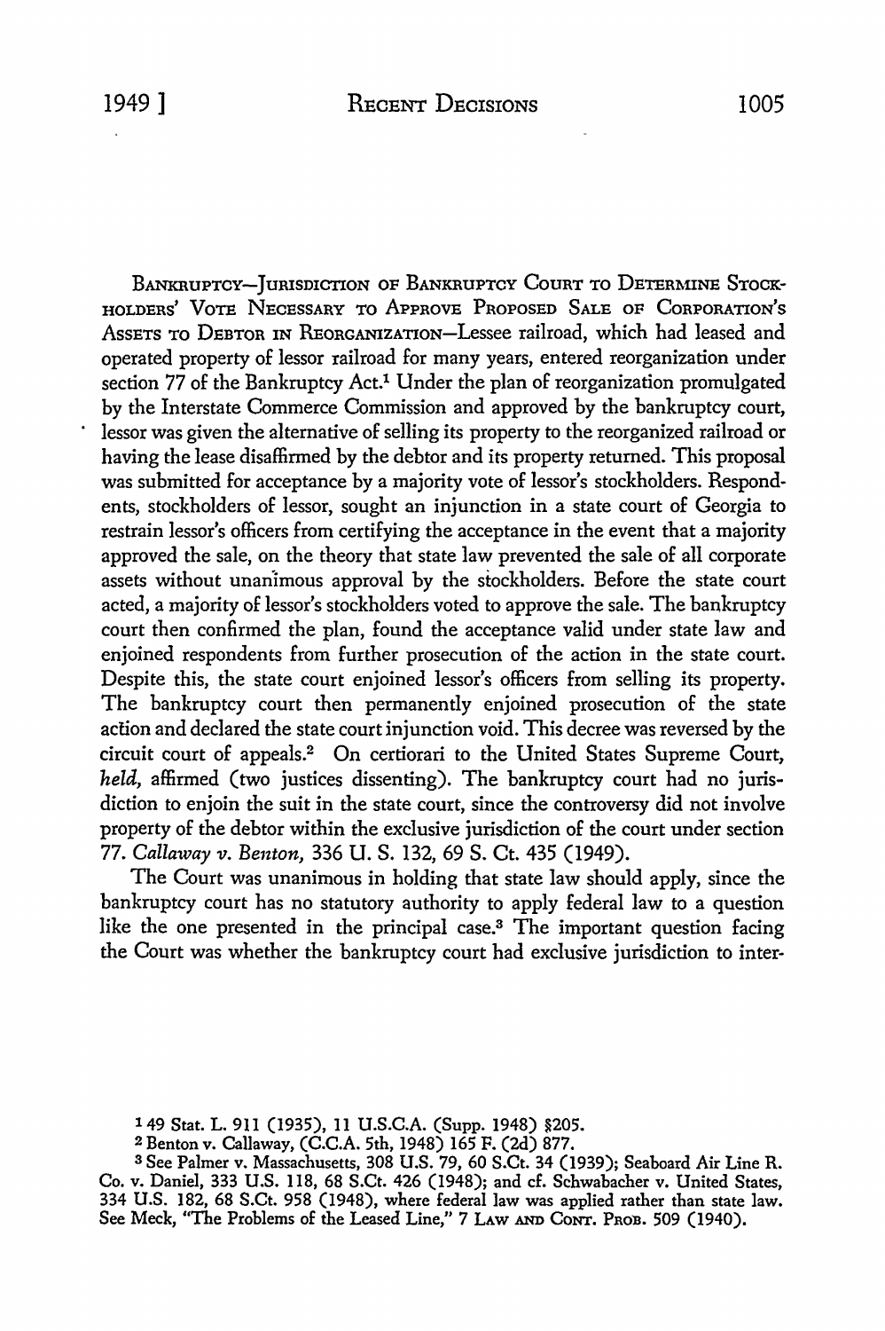BANKRUPTCY—JURISDICTION OF BANKRUPTCY COURT TO DETERMINE STOCKHOLDERS' VOTE NECESSARY TO APPROVE PROPOSED SALE OF CORPORATION'S ASSETS TO DEBTOR IN REORGANIZATION—Lessee railroad, which had leased and operated property of lessor railroad for many years, entered reorganization under section 77 of the Bankruptcy Act.[1] Under the plan of reorganization promulgated by the Interstate Commerce Commission and approved by the bankruptcy court, lessor was given the alternative of selling its property to the reorganized railroad or having the lease disaffirmed by the debtor and its property returned. This proposal was submitted for acceptance by a majority vote of lessor's stockholders. Respondents, stockholders of lessor, sought an injunction in a state court of Georgia to restrain lessor's officers from certifying the acceptance in the event that a majority approved the sale, on the theory that state law prevented the sale of all corporate assets without unanimous approval by the stockholders. Before the state court acted, a majority of lessor's stockholders voted to approve the sale. The bankruptcy court then confirmed the plan, found the acceptance valid under state law and enjoined respondents from further prosecution of the action in the state court. Despite this, the state court enjoined lessor's officers from selling its property. The bankruptcy court then permanently enjoined prosecution of the state action and declared the state court injunction void. This decree was reversed by the circuit court of appeals.[2] On certiorari to the United States Supreme Court, *held*, affirmed (two justices dissenting). The bankruptcy court had no jurisdiction to enjoin the suit in the state court, since the controversy did not involve property of the debtor within the exclusive jurisdiction of the court under section 77. *Callaway v. Benton*, 336 U. S. 132, 69 S. Ct. 435 (1949).

The Court was unanimous in holding that state law should apply, since the bankruptcy court has no statutory authority to apply federal law to a question like the one presented in the principal case.[3] The important question facing the Court was whether the bankruptcy court had exclusive jurisdiction to inter-

---

[1] 49 Stat. L. 911 (1935), 11 U.S.C.A. (Supp. 1948) §205.

[2] Benton v. Callaway, (C.C.A. 5th, 1948) 165 F. (2d) 877.

[3] See Palmer v. Massachusetts, 308 U.S. 79, 60 S.Ct. 34 (1939); Seaboard Air Line R. Co. v. Daniel, 333 U.S. 118, 68 S.Ct. 426 (1948); and cf. Schwabacher v. United States, 334 U.S. 182, 68 S.Ct. 958 (1948), where federal law was applied rather than state law. See Meck, "The Problems of the Leased Line," 7 LAW AND CONT. PROB. 509 (1940).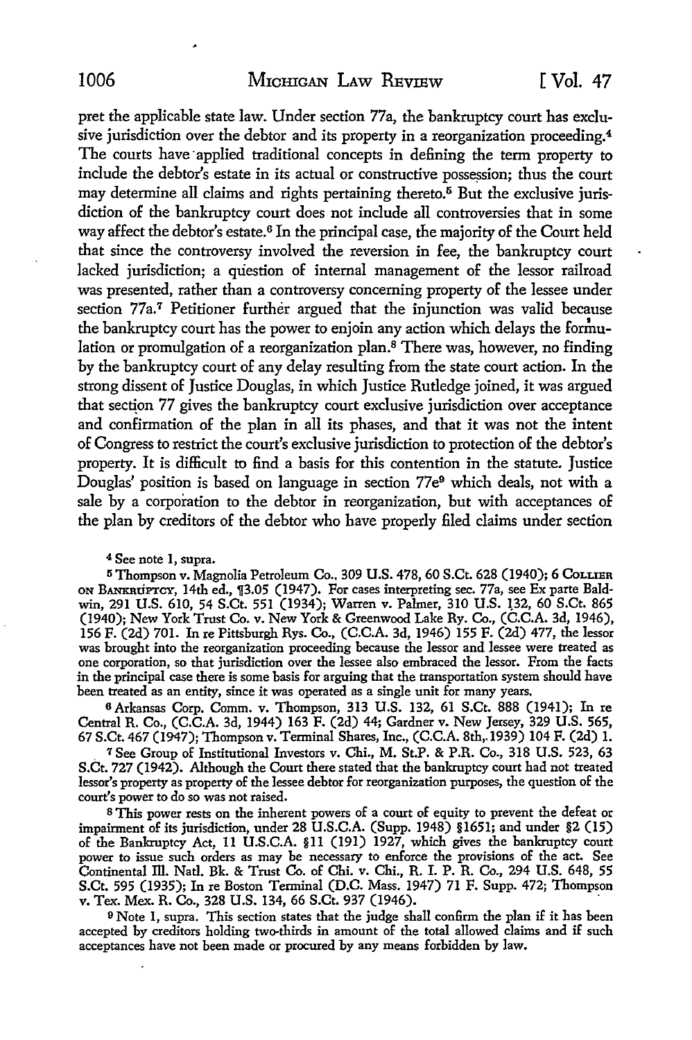pret the applicable state law. Under section 77a, the bankruptcy court has exclusive jurisdiction over the debtor and its property in a reorganization proceeding.[4] The courts have applied traditional concepts in defining the term property to include the debtor's estate in its actual or constructive possession; thus the court may determine all claims and rights pertaining thereto.[5] But the exclusive jurisdiction of the bankruptcy court does not include all controversies that in some way affect the debtor's estate.[6] In the principal case, the majority of the Court held that since the controversy involved the reversion in fee, the bankruptcy court lacked jurisdiction; a question of internal management of the lessor railroad was presented, rather than a controversy concerning property of the lessee under section 77a.[7] Petitioner further argued that the injunction was valid because the bankruptcy court has the power to enjoin any action which delays the formulation or promulgation of a reorganization plan.[8] There was, however, no finding by the bankruptcy court of any delay resulting from the state court action. In the strong dissent of Justice Douglas, in which Justice Rutledge joined, it was argued that section 77 gives the bankruptcy court exclusive jurisdiction over acceptance and confirmation of the plan in all its phases, and that it was not the intent of Congress to restrict the court's exclusive jurisdiction to protection of the debtor's property. It is difficult to find a basis for this contention in the statute. Justice Douglas' position is based on language in section 77e[9] which deals, not with a sale by a corporation to the debtor in reorganization, but with acceptances of the plan by creditors of the debtor who have properly filed claims under section

[4] See note 1, supra.

[5] Thompson v. Magnolia Petroleum Co., 309 U.S. 478, 60 S.Ct. 628 (1940); 6 COLLIER ON BANKRUPTCY, 14th ed., ¶3.05 (1947). For cases interpreting sec. 77a, see Ex parte Baldwin, 291 U.S. 610, 54 S.Ct. 551 (1934); Warren v. Palmer, 310 U.S. 132, 60 S.Ct. 865 (1940); New York Trust Co. v. New York & Greenwood Lake Ry. Co., (C.C.A. 3d, 1946), 156 F. (2d) 701. In re Pittsburgh Rys. Co., (C.C.A. 3d, 1946) 155 F. (2d) 477, the lessor was brought into the reorganization proceeding because the lessor and lessee were treated as one corporation, so that jurisdiction over the lessee also embraced the lessor. From the facts in the principal case there is some basis for arguing that the transportation system should have been treated as an entity, since it was operated as a single unit for many years.

[6] Arkansas Corp. Comm. v. Thompson, 313 U.S. 132, 61 S.Ct. 888 (1941); In re Central R. Co., (C.C.A. 3d, 1944) 163 F. (2d) 44; Gardner v. New Jersey, 329 U.S. 565, 67 S.Ct. 467 (1947); Thompson v. Terminal Shares, Inc., (C.C.A. 8th, 1939) 104 F. (2d) 1.

[7] See Group of Institutional Investors v. Chi., M. St.P. & P.R. Co., 318 U.S. 523, 63 S.Ct. 727 (1942). Although the Court there stated that the bankruptcy court had not treated lessor's property as property of the lessee debtor for reorganization purposes, the question of the court's power to do so was not raised.

[8] This power rests on the inherent powers of a court of equity to prevent the defeat or impairment of its jurisdiction, under 28 U.S.C.A. (Supp. 1948) §1651; and under §2 (15) of the Bankruptcy Act, 11 U.S.C.A. §11 (191) 1927, which gives the bankruptcy court power to issue such orders as may be necessary to enforce the provisions of the act. See Continental Ill. Natl. Bk. & Trust Co. of Chi. v. Chi., R. I. P. R. Co., 294 U.S. 648, 55 S.Ct. 595 (1935); In re Boston Terminal (D.C. Mass. 1947) 71 F. Supp. 472; Thompson v. Tex. Mex. R. Co., 328 U.S. 134, 66 S.Ct. 937 (1946).

[9] Note 1, supra. This section states that the judge shall confirm the plan if it has been accepted by creditors holding two-thirds in amount of the total allowed claims and if such acceptances have not been made or procured by any means forbidden by law.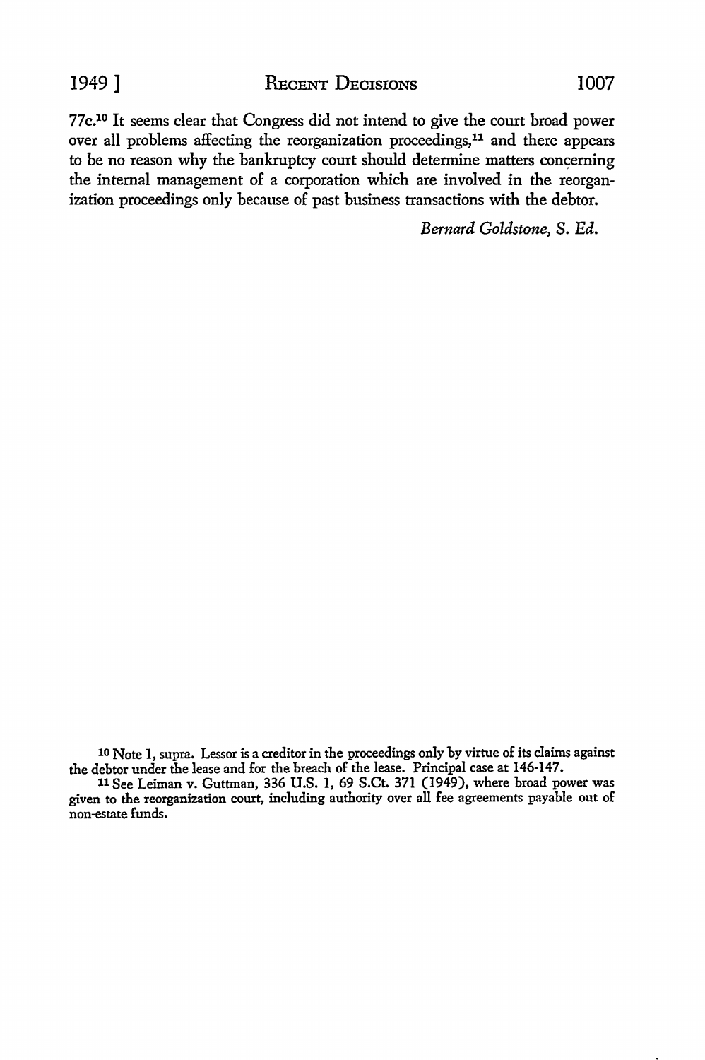77c.[10] It seems clear that Congress did not intend to give the court broad power over all problems affecting the reorganization proceedings,[11] and there appears to be no reason why the bankruptcy court should determine matters concerning the internal management of a corporation which are involved in the reorganization proceedings only because of past business transactions with the debtor.

*Bernard Goldstone, S. Ed.*

---

[10] Note 1, supra. Lessor is a creditor in the proceedings only by virtue of its claims against the debtor under the lease and for the breach of the lease. Principal case at 146-147.

[11] See Leiman v. Guttman, 336 U.S. 1, 69 S.Ct. 371 (1949), where broad power was given to the reorganization court, including authority over all fee agreements payable out of non-estate funds.